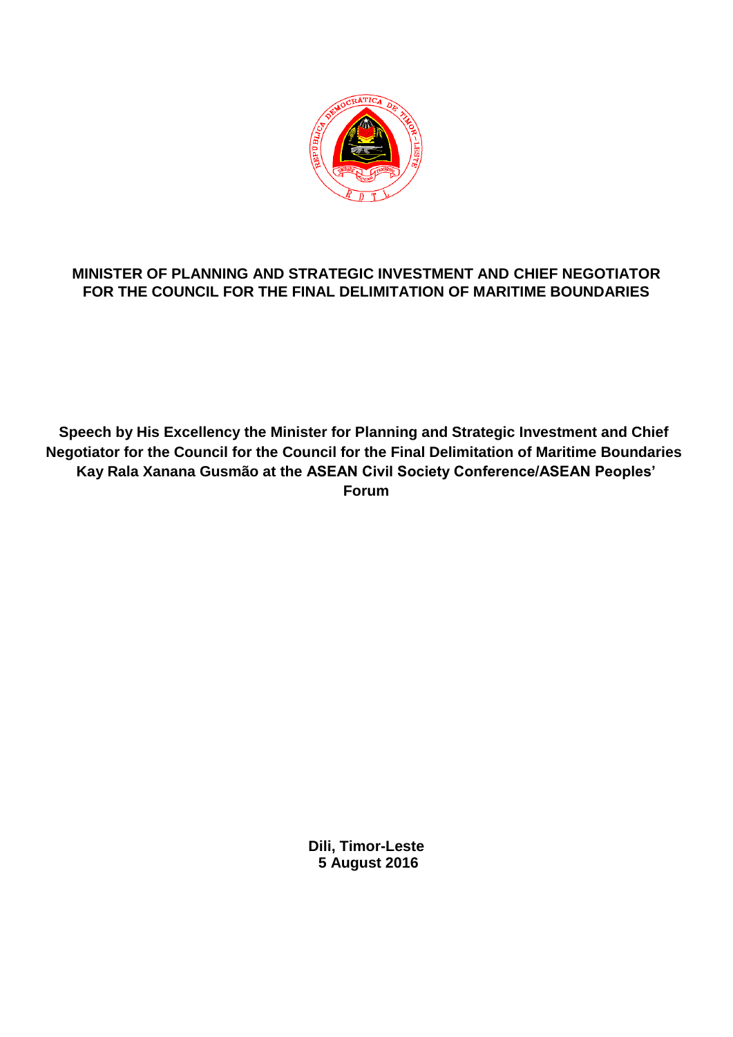**MINISTER OF PLANNING AND STRATEGIC INVESTMENT AND CHIEF NEGOTIATOR FOR THE COUNCIL FOR THE FINAL DELIMITATION OF MARITIME BOUNDARIES**

**Speech by His Excellency the Minister for Planning and Strategic Investment and Chief Negotiator for the Council for the Council for the Final Delimitation of Maritime Boundaries Kay Rala Xanana Gusmão at the ASEAN Civil Society Conference/ASEAN Peoples' Forum**

**Dili, Timor-Leste**
**5 August 2016**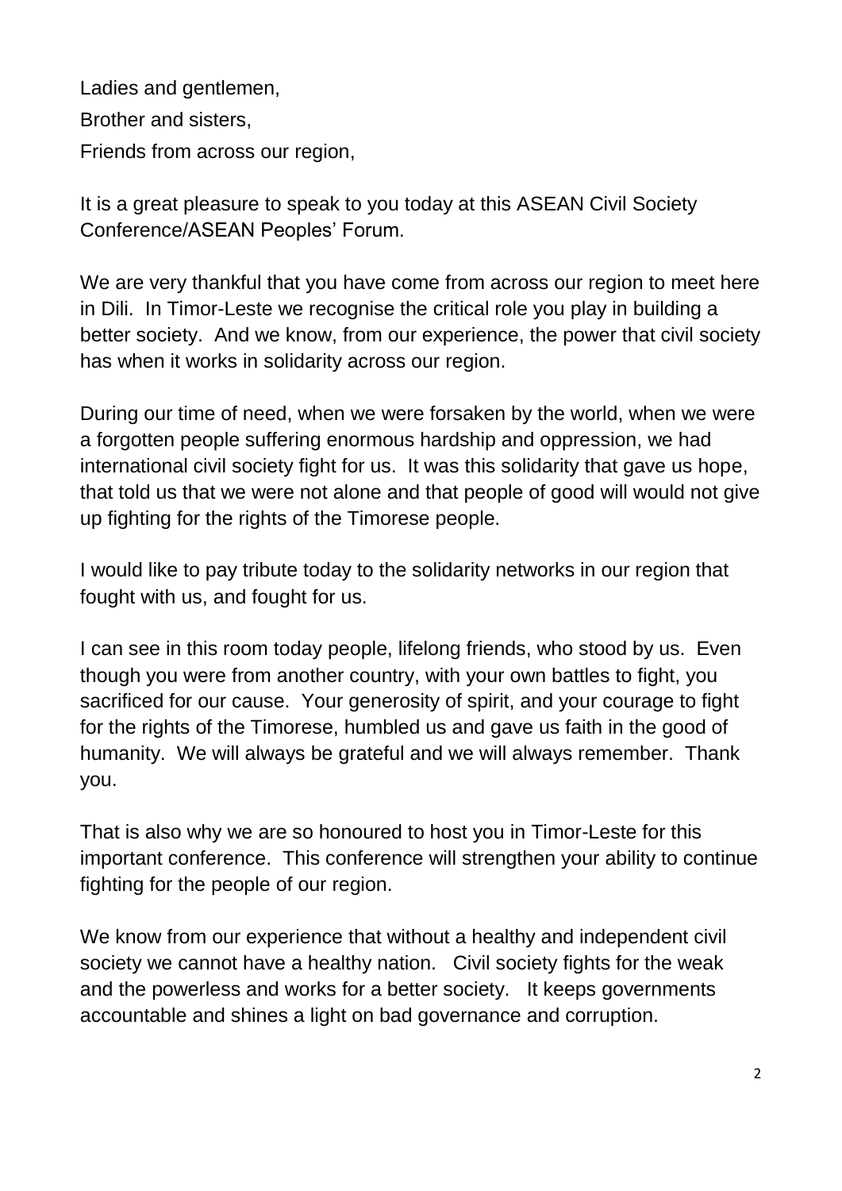Ladies and gentlemen,

Brother and sisters,

Friends from across our region,

It is a great pleasure to speak to you today at this ASEAN Civil Society Conference/ASEAN Peoples' Forum.

We are very thankful that you have come from across our region to meet here in Dili. In Timor-Leste we recognise the critical role you play in building a better society. And we know, from our experience, the power that civil society has when it works in solidarity across our region.

During our time of need, when we were forsaken by the world, when we were a forgotten people suffering enormous hardship and oppression, we had international civil society fight for us. It was this solidarity that gave us hope, that told us that we were not alone and that people of good will would not give up fighting for the rights of the Timorese people.

I would like to pay tribute today to the solidarity networks in our region that fought with us, and fought for us.

I can see in this room today people, lifelong friends, who stood by us. Even though you were from another country, with your own battles to fight, you sacrificed for our cause. Your generosity of spirit, and your courage to fight for the rights of the Timorese, humbled us and gave us faith in the good of humanity. We will always be grateful and we will always remember. Thank you.

That is also why we are so honoured to host you in Timor-Leste for this important conference. This conference will strengthen your ability to continue fighting for the people of our region.

We know from our experience that without a healthy and independent civil society we cannot have a healthy nation. Civil society fights for the weak and the powerless and works for a better society. It keeps governments accountable and shines a light on bad governance and corruption.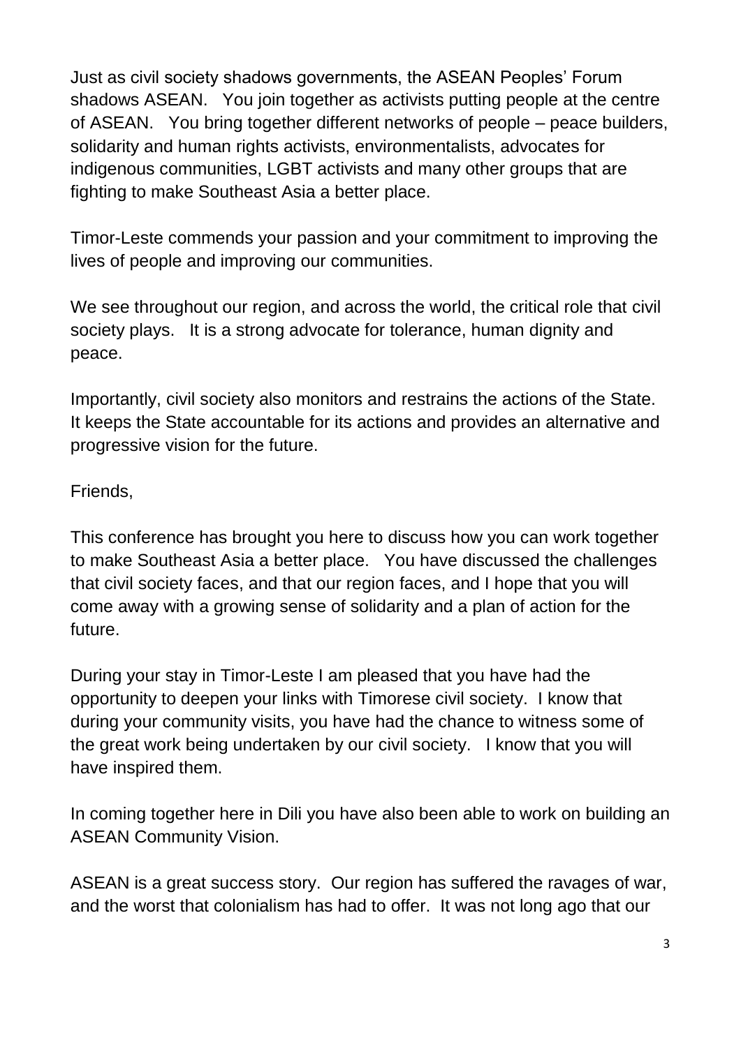Just as civil society shadows governments, the ASEAN Peoples' Forum shadows ASEAN. You join together as activists putting people at the centre of ASEAN. You bring together different networks of people – peace builders, solidarity and human rights activists, environmentalists, advocates for indigenous communities, LGBT activists and many other groups that are fighting to make Southeast Asia a better place.

Timor-Leste commends your passion and your commitment to improving the lives of people and improving our communities.

We see throughout our region, and across the world, the critical role that civil society plays. It is a strong advocate for tolerance, human dignity and peace.

Importantly, civil society also monitors and restrains the actions of the State. It keeps the State accountable for its actions and provides an alternative and progressive vision for the future.

Friends,

This conference has brought you here to discuss how you can work together to make Southeast Asia a better place. You have discussed the challenges that civil society faces, and that our region faces, and I hope that you will come away with a growing sense of solidarity and a plan of action for the future.

During your stay in Timor-Leste I am pleased that you have had the opportunity to deepen your links with Timorese civil society. I know that during your community visits, you have had the chance to witness some of the great work being undertaken by our civil society. I know that you will have inspired them.

In coming together here in Dili you have also been able to work on building an ASEAN Community Vision.

ASEAN is a great success story. Our region has suffered the ravages of war, and the worst that colonialism has had to offer. It was not long ago that our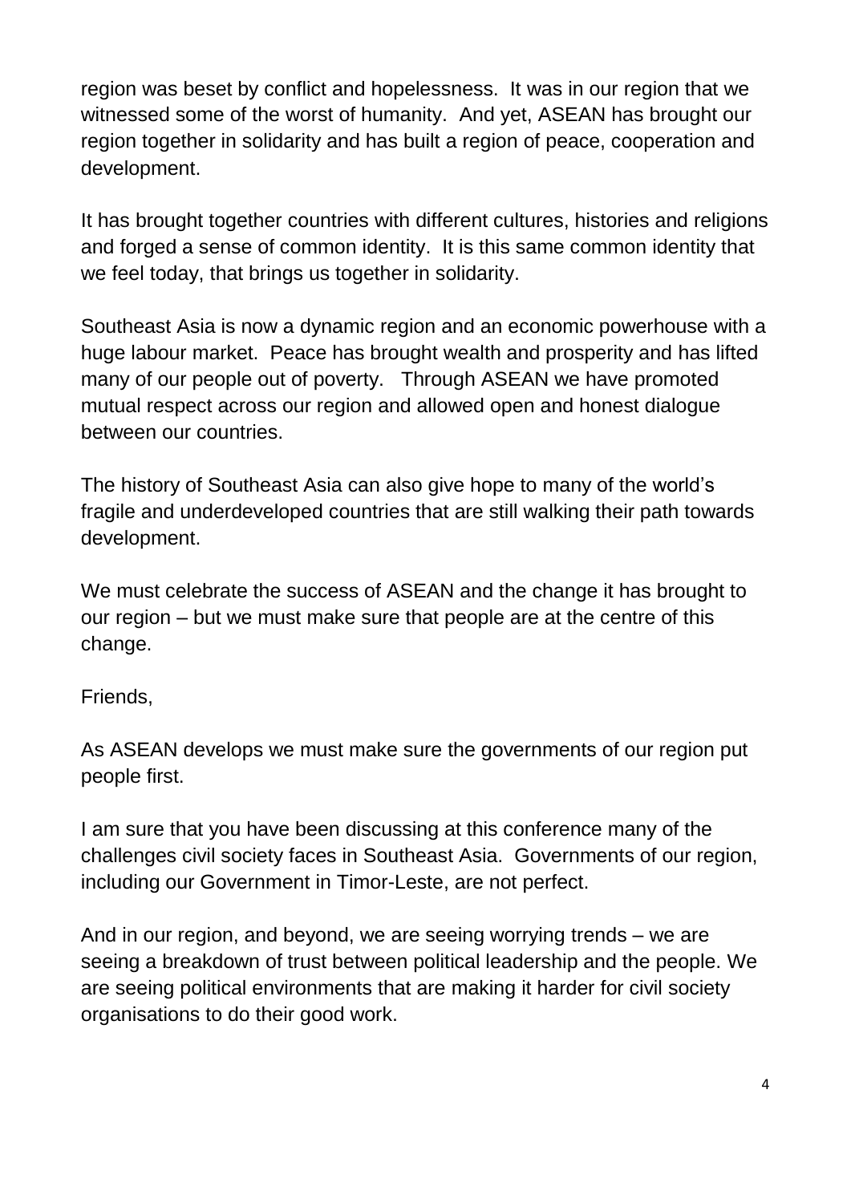region was beset by conflict and hopelessness. It was in our region that we witnessed some of the worst of humanity. And yet, ASEAN has brought our region together in solidarity and has built a region of peace, cooperation and development.

It has brought together countries with different cultures, histories and religions and forged a sense of common identity. It is this same common identity that we feel today, that brings us together in solidarity.

Southeast Asia is now a dynamic region and an economic powerhouse with a huge labour market. Peace has brought wealth and prosperity and has lifted many of our people out of poverty. Through ASEAN we have promoted mutual respect across our region and allowed open and honest dialogue between our countries.

The history of Southeast Asia can also give hope to many of the world's fragile and underdeveloped countries that are still walking their path towards development.

We must celebrate the success of ASEAN and the change it has brought to our region – but we must make sure that people are at the centre of this change.

Friends,

As ASEAN develops we must make sure the governments of our region put people first.

I am sure that you have been discussing at this conference many of the challenges civil society faces in Southeast Asia. Governments of our region, including our Government in Timor-Leste, are not perfect.

And in our region, and beyond, we are seeing worrying trends – we are seeing a breakdown of trust between political leadership and the people. We are seeing political environments that are making it harder for civil society organisations to do their good work.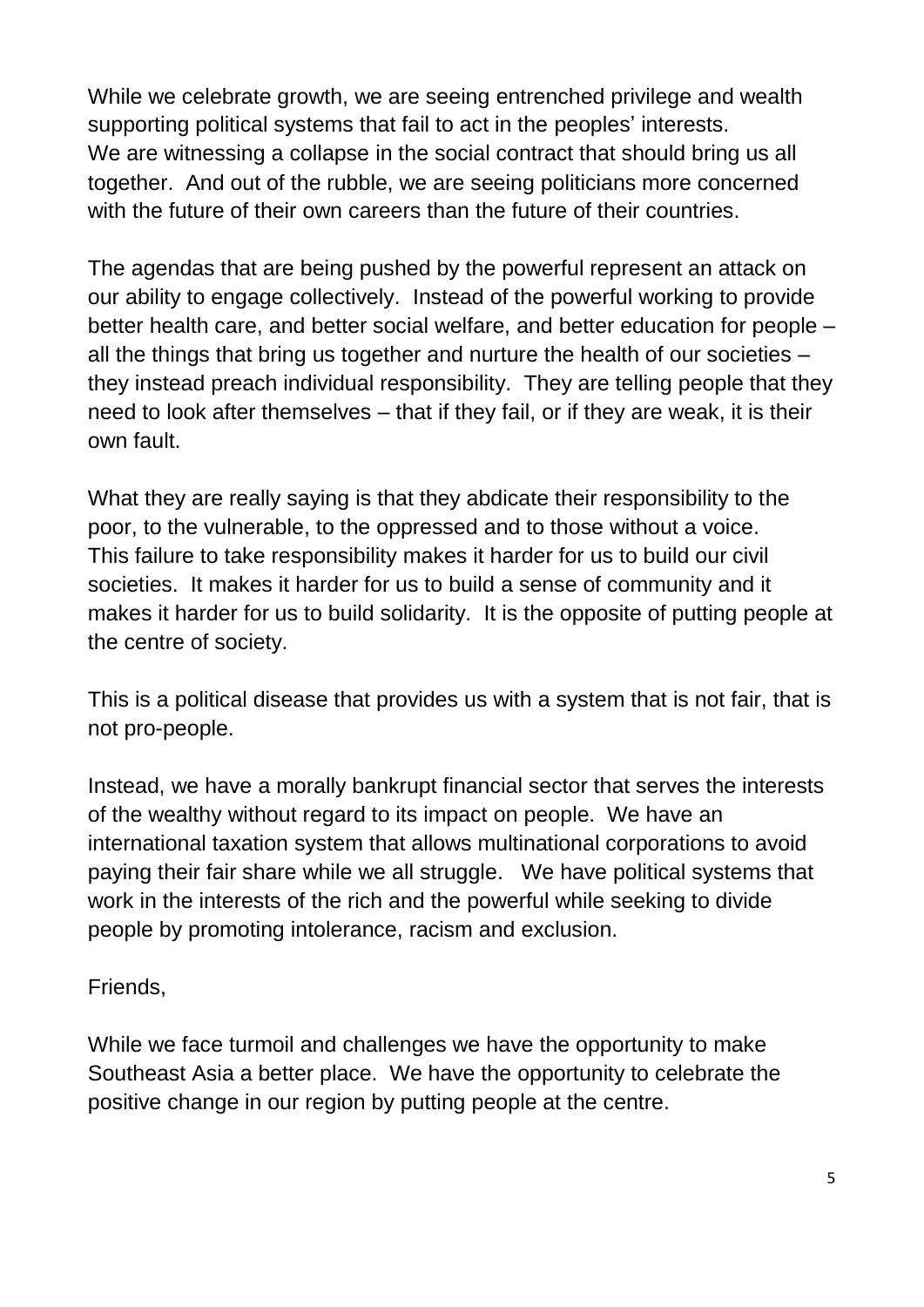While we celebrate growth, we are seeing entrenched privilege and wealth supporting political systems that fail to act in the peoples' interests. We are witnessing a collapse in the social contract that should bring us all together. And out of the rubble, we are seeing politicians more concerned with the future of their own careers than the future of their countries.

The agendas that are being pushed by the powerful represent an attack on our ability to engage collectively. Instead of the powerful working to provide better health care, and better social welfare, and better education for people – all the things that bring us together and nurture the health of our societies – they instead preach individual responsibility. They are telling people that they need to look after themselves – that if they fail, or if they are weak, it is their own fault.

What they are really saying is that they abdicate their responsibility to the poor, to the vulnerable, to the oppressed and to those without a voice. This failure to take responsibility makes it harder for us to build our civil societies. It makes it harder for us to build a sense of community and it makes it harder for us to build solidarity. It is the opposite of putting people at the centre of society.

This is a political disease that provides us with a system that is not fair, that is not pro-people.

Instead, we have a morally bankrupt financial sector that serves the interests of the wealthy without regard to its impact on people. We have an international taxation system that allows multinational corporations to avoid paying their fair share while we all struggle. We have political systems that work in the interests of the rich and the powerful while seeking to divide people by promoting intolerance, racism and exclusion.

Friends,

While we face turmoil and challenges we have the opportunity to make Southeast Asia a better place. We have the opportunity to celebrate the positive change in our region by putting people at the centre.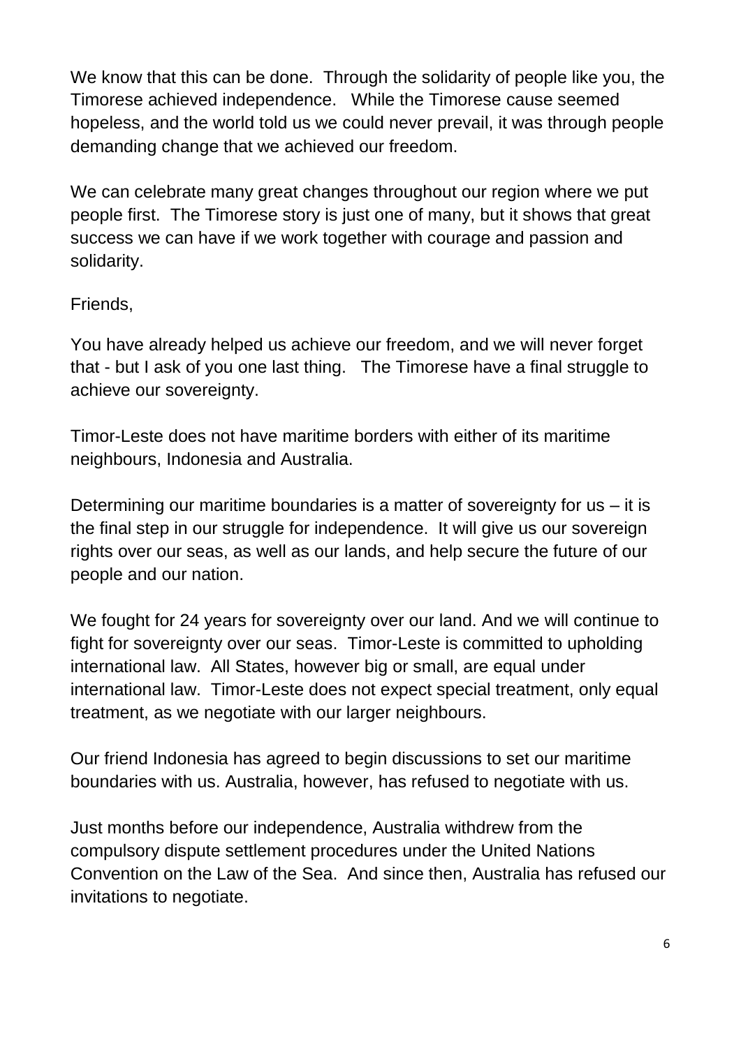We know that this can be done. Through the solidarity of people like you, the Timorese achieved independence. While the Timorese cause seemed hopeless, and the world told us we could never prevail, it was through people demanding change that we achieved our freedom.

We can celebrate many great changes throughout our region where we put people first. The Timorese story is just one of many, but it shows that great success we can have if we work together with courage and passion and solidarity.

Friends,

You have already helped us achieve our freedom, and we will never forget that - but I ask of you one last thing. The Timorese have a final struggle to achieve our sovereignty.

Timor-Leste does not have maritime borders with either of its maritime neighbours, Indonesia and Australia.

Determining our maritime boundaries is a matter of sovereignty for us – it is the final step in our struggle for independence. It will give us our sovereign rights over our seas, as well as our lands, and help secure the future of our people and our nation.

We fought for 24 years for sovereignty over our land. And we will continue to fight for sovereignty over our seas. Timor-Leste is committed to upholding international law. All States, however big or small, are equal under international law. Timor-Leste does not expect special treatment, only equal treatment, as we negotiate with our larger neighbours.

Our friend Indonesia has agreed to begin discussions to set our maritime boundaries with us. Australia, however, has refused to negotiate with us.

Just months before our independence, Australia withdrew from the compulsory dispute settlement procedures under the United Nations Convention on the Law of the Sea. And since then, Australia has refused our invitations to negotiate.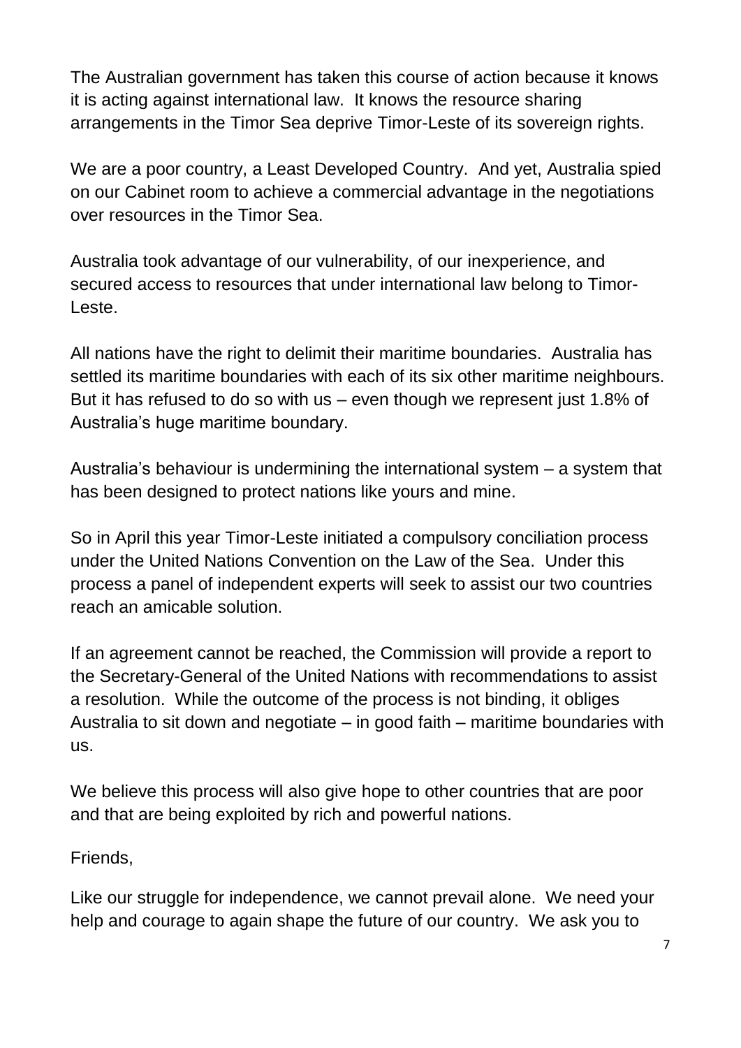The Australian government has taken this course of action because it knows it is acting against international law. It knows the resource sharing arrangements in the Timor Sea deprive Timor-Leste of its sovereign rights.

We are a poor country, a Least Developed Country. And yet, Australia spied on our Cabinet room to achieve a commercial advantage in the negotiations over resources in the Timor Sea.

Australia took advantage of our vulnerability, of our inexperience, and secured access to resources that under international law belong to Timor-Leste.

All nations have the right to delimit their maritime boundaries. Australia has settled its maritime boundaries with each of its six other maritime neighbours. But it has refused to do so with us – even though we represent just 1.8% of Australia's huge maritime boundary.

Australia's behaviour is undermining the international system – a system that has been designed to protect nations like yours and mine.

So in April this year Timor-Leste initiated a compulsory conciliation process under the United Nations Convention on the Law of the Sea. Under this process a panel of independent experts will seek to assist our two countries reach an amicable solution.

If an agreement cannot be reached, the Commission will provide a report to the Secretary-General of the United Nations with recommendations to assist a resolution. While the outcome of the process is not binding, it obliges Australia to sit down and negotiate – in good faith – maritime boundaries with us.

We believe this process will also give hope to other countries that are poor and that are being exploited by rich and powerful nations.

Friends,

Like our struggle for independence, we cannot prevail alone. We need your help and courage to again shape the future of our country. We ask you to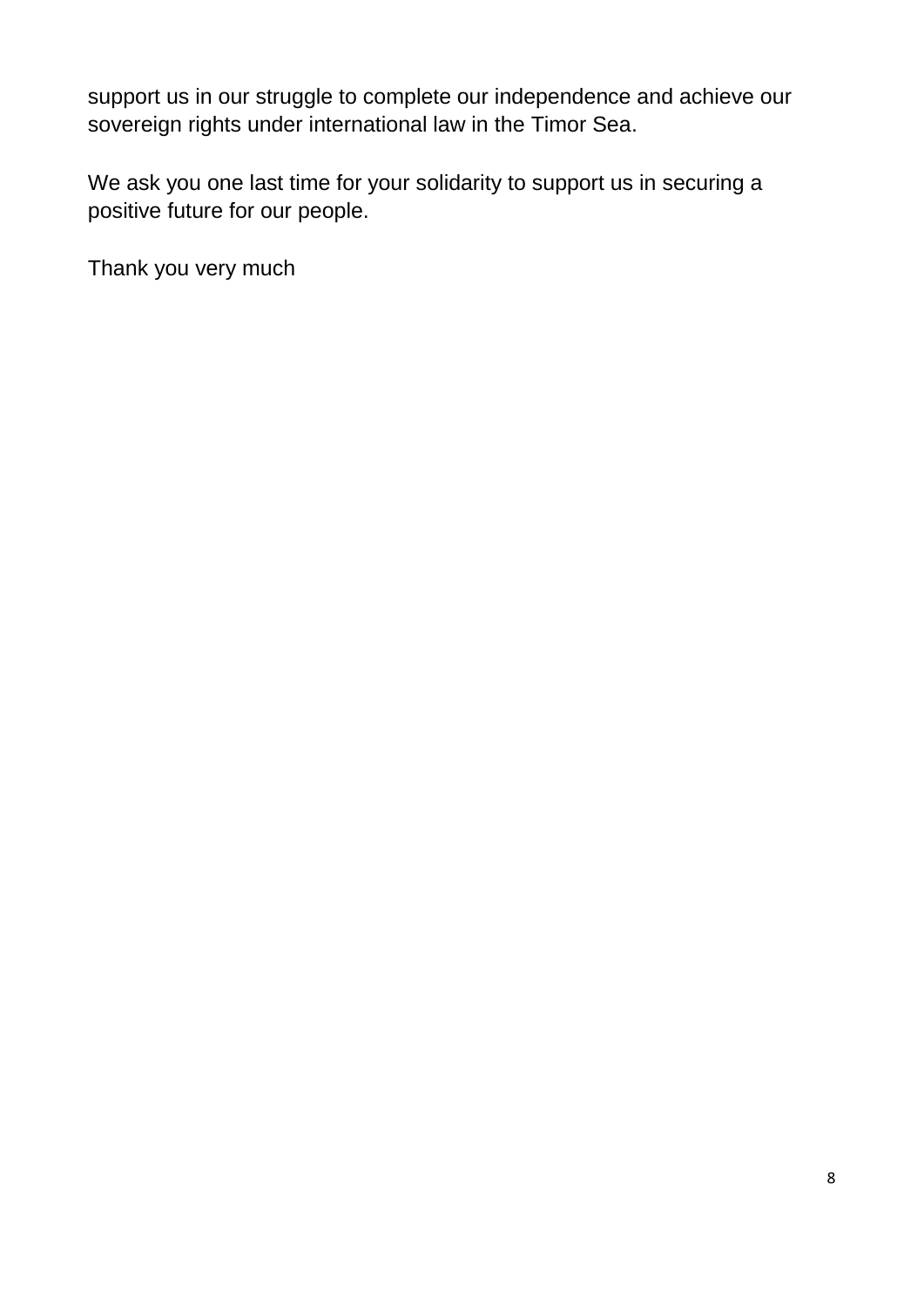support us in our struggle to complete our independence and achieve our sovereign rights under international law in the Timor Sea.

We ask you one last time for your solidarity to support us in securing a positive future for our people.

Thank you very much